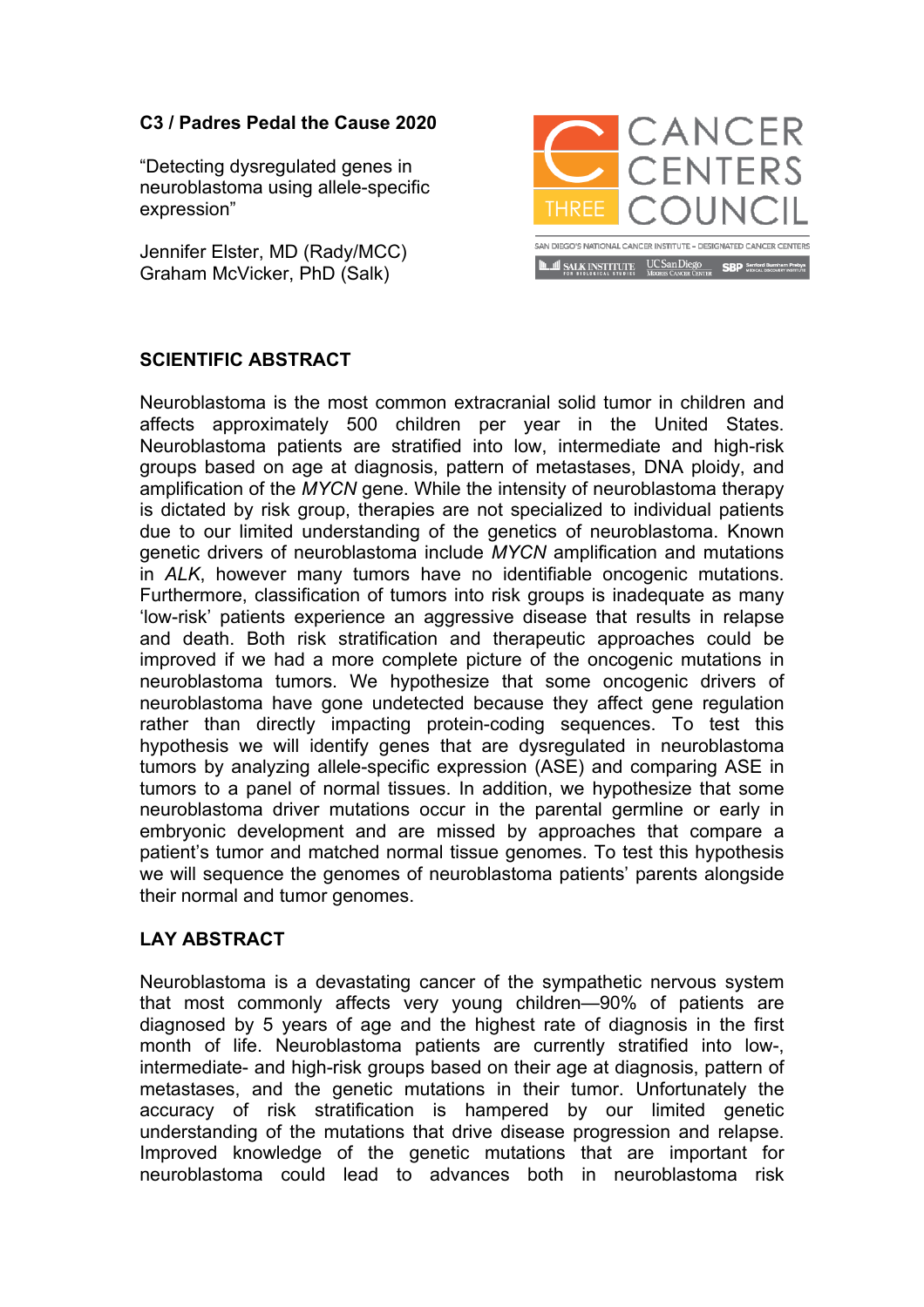**C3 / Padres Pedal the Cause 2020**

"Detecting dysregulated genes in neuroblastoma using allele-specific expression"

Jennifer Elster, MD (Rady/MCC)
Graham McVicker, PhD (Salk)

CANCER CENTERS COUNCIL
THREE

SAN DIEGO'S NATIONAL CANCER INSTITUTE – DESIGNATED CANCER CENTERS

SALK INSTITUTE FOR BIOLOGICAL STUDIES | UC San Diego Moores Cancer Center | SBP Sanford Burnham Prebys Medical Discovery Institute

## SCIENTIFIC ABSTRACT

Neuroblastoma is the most common extracranial solid tumor in children and affects approximately 500 children per year in the United States. Neuroblastoma patients are stratified into low, intermediate and high-risk groups based on age at diagnosis, pattern of metastases, DNA ploidy, and amplification of the *MYCN* gene. While the intensity of neuroblastoma therapy is dictated by risk group, therapies are not specialized to individual patients due to our limited understanding of the genetics of neuroblastoma. Known genetic drivers of neuroblastoma include *MYCN* amplification and mutations in *ALK*, however many tumors have no identifiable oncogenic mutations. Furthermore, classification of tumors into risk groups is inadequate as many 'low-risk' patients experience an aggressive disease that results in relapse and death. Both risk stratification and therapeutic approaches could be improved if we had a more complete picture of the oncogenic mutations in neuroblastoma tumors. We hypothesize that some oncogenic drivers of neuroblastoma have gone undetected because they affect gene regulation rather than directly impacting protein-coding sequences. To test this hypothesis we will identify genes that are dysregulated in neuroblastoma tumors by analyzing allele-specific expression (ASE) and comparing ASE in tumors to a panel of normal tissues. In addition, we hypothesize that some neuroblastoma driver mutations occur in the parental germline or early in embryonic development and are missed by approaches that compare a patient's tumor and matched normal tissue genomes. To test this hypothesis we will sequence the genomes of neuroblastoma patients' parents alongside their normal and tumor genomes.

## LAY ABSTRACT

Neuroblastoma is a devastating cancer of the sympathetic nervous system that most commonly affects very young children—90% of patients are diagnosed by 5 years of age and the highest rate of diagnosis in the first month of life. Neuroblastoma patients are currently stratified into low-, intermediate- and high-risk groups based on their age at diagnosis, pattern of metastases, and the genetic mutations in their tumor. Unfortunately the accuracy of risk stratification is hampered by our limited genetic understanding of the mutations that drive disease progression and relapse. Improved knowledge of the genetic mutations that are important for neuroblastoma could lead to advances both in neuroblastoma risk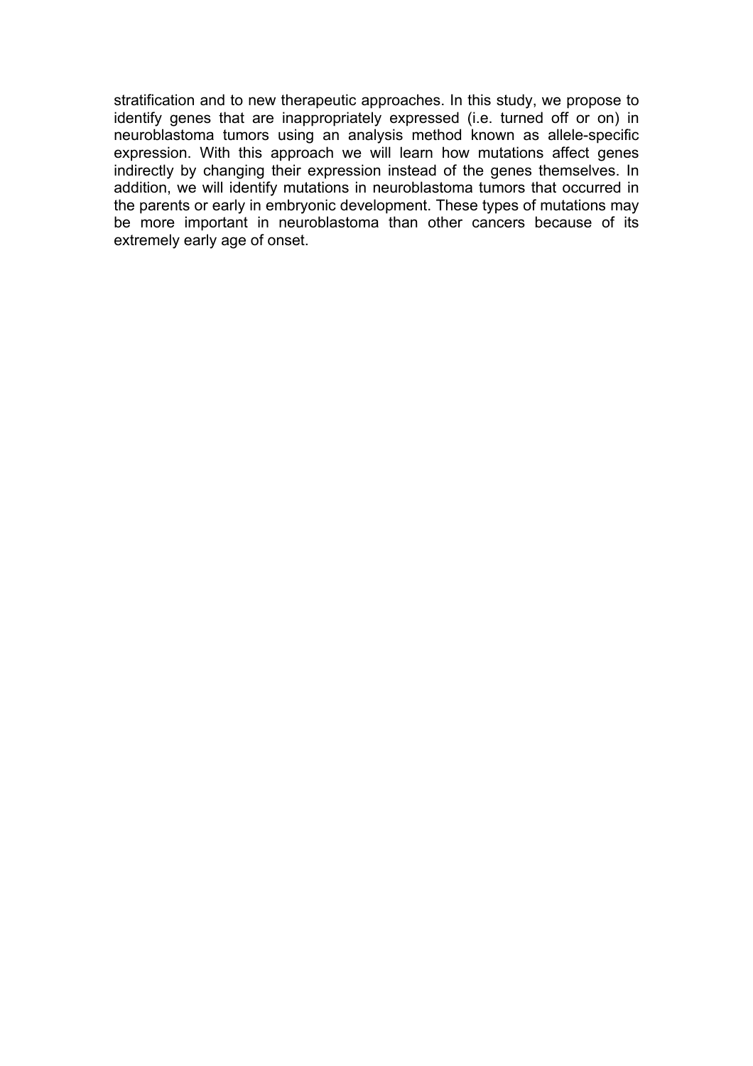stratification and to new therapeutic approaches. In this study, we propose to identify genes that are inappropriately expressed (i.e. turned off or on) in neuroblastoma tumors using an analysis method known as allele-specific expression. With this approach we will learn how mutations affect genes indirectly by changing their expression instead of the genes themselves. In addition, we will identify mutations in neuroblastoma tumors that occurred in the parents or early in embryonic development. These types of mutations may be more important in neuroblastoma than other cancers because of its extremely early age of onset.